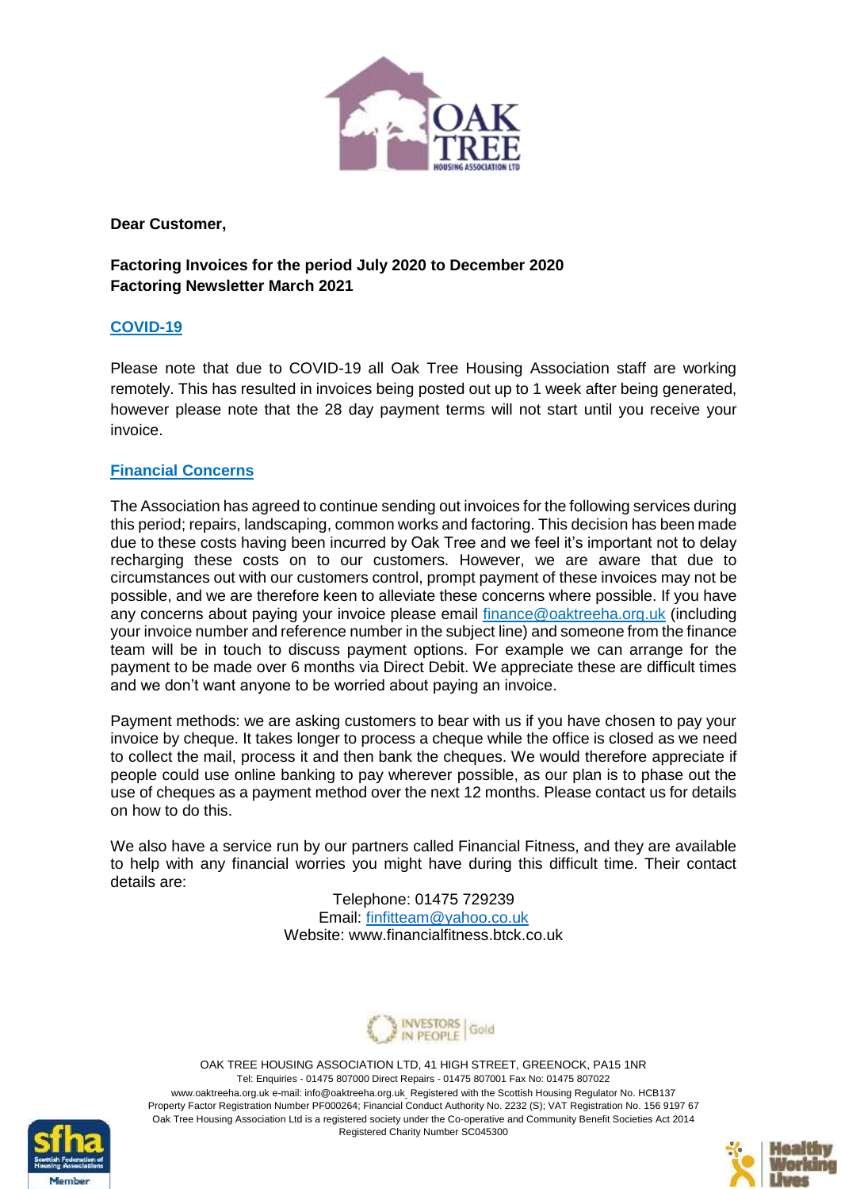**Dear Customer,**

**Factoring Invoices for the period July 2020 to December 2020**
**Factoring Newsletter March 2021**

## COVID-19

Please note that due to COVID-19 all Oak Tree Housing Association staff are working remotely. This has resulted in invoices being posted out up to 1 week after being generated, however please note that the 28 day payment terms will not start until you receive your invoice.

## Financial Concerns

The Association has agreed to continue sending out invoices for the following services during this period; repairs, landscaping, common works and factoring. This decision has been made due to these costs having been incurred by Oak Tree and we feel it's important not to delay recharging these costs on to our customers. However, we are aware that due to circumstances out with our customers control, prompt payment of these invoices may not be possible, and we are therefore keen to alleviate these concerns where possible. If you have any concerns about paying your invoice please email finance@oaktreeha.org.uk (including your invoice number and reference number in the subject line) and someone from the finance team will be in touch to discuss payment options. For example we can arrange for the payment to be made over 6 months via Direct Debit. We appreciate these are difficult times and we don't want anyone to be worried about paying an invoice.

Payment methods: we are asking customers to bear with us if you have chosen to pay your invoice by cheque. It takes longer to process a cheque while the office is closed as we need to collect the mail, process it and then bank the cheques. We would therefore appreciate if people could use online banking to pay wherever possible, as our plan is to phase out the use of cheques as a payment method over the next 12 months. Please contact us for details on how to do this.

We also have a service run by our partners called Financial Fitness, and they are available to help with any financial worries you might have during this difficult time. Their contact details are:

Telephone: 01475 729239
Email: finfitteam@yahoo.co.uk
Website: www.financialfitness.btck.co.uk

OAK TREE HOUSING ASSOCIATION LTD, 41 HIGH STREET, GREENOCK, PA15 1NR
Tel: Enquiries - 01475 807000 Direct Repairs - 01475 807001 Fax No: 01475 807022
www.oaktreeha.org.uk e-mail: info@oaktreeha.org.uk Registered with the Scottish Housing Regulator No. HCB137
Property Factor Registration Number PF000264; Financial Conduct Authority No. 2232 (S); VAT Registration No. 156 9197 67
Oak Tree Housing Association Ltd is a registered society under the Co-operative and Community Benefit Societies Act 2014
Registered Charity Number SC045300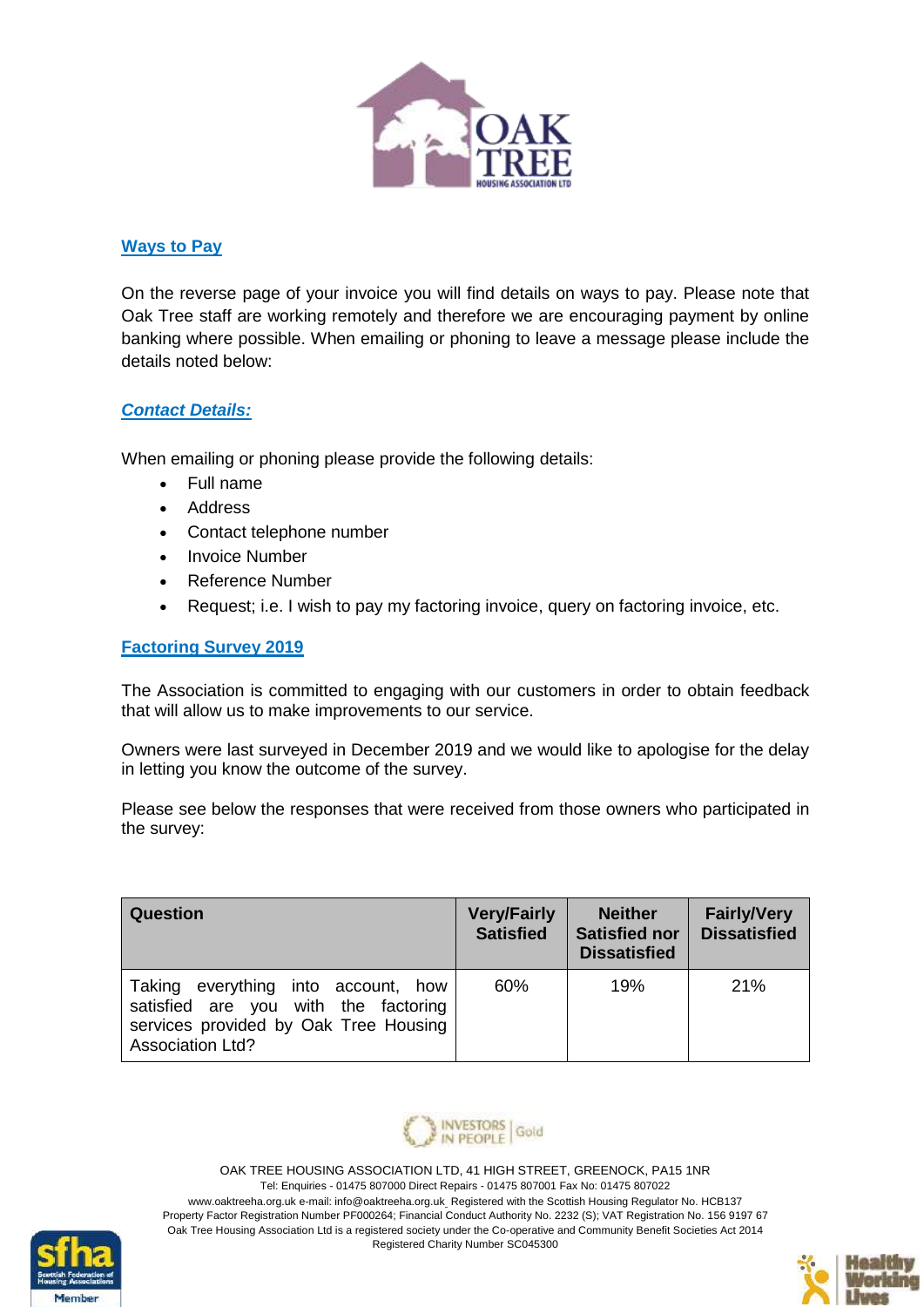## Ways to Pay

On the reverse page of your invoice you will find details on ways to pay. Please note that Oak Tree staff are working remotely and therefore we are encouraging payment by online banking where possible. When emailing or phoning to leave a message please include the details noted below:

### *Contact Details:*

When emailing or phoning please provide the following details:

- Full name
- Address
- Contact telephone number
- Invoice Number
- Reference Number
- Request; i.e. I wish to pay my factoring invoice, query on factoring invoice, etc.

## Factoring Survey 2019

The Association is committed to engaging with our customers in order to obtain feedback that will allow us to make improvements to our service.

Owners were last surveyed in December 2019 and we would like to apologise for the delay in letting you know the outcome of the survey.

Please see below the responses that were received from those owners who participated in the survey:

| Question | Very/Fairly Satisfied | Neither Satisfied nor Dissatisfied | Fairly/Very Dissatisfied |
|---|---|---|---|
| Taking everything into account, how satisfied are you with the factoring services provided by Oak Tree Housing Association Ltd? | 60% | 19% | 21% |

OAK TREE HOUSING ASSOCIATION LTD, 41 HIGH STREET, GREENOCK, PA15 1NR
Tel: Enquiries - 01475 807000 Direct Repairs - 01475 807001 Fax No: 01475 807022
www.oaktreeha.org.uk e-mail: info@oaktreeha.org.uk Registered with the Scottish Housing Regulator No. HCB137
Property Factor Registration Number PF000264; Financial Conduct Authority No. 2232 (S); VAT Registration No. 156 9197 67
Oak Tree Housing Association Ltd is a registered society under the Co-operative and Community Benefit Societies Act 2014
Registered Charity Number SC045300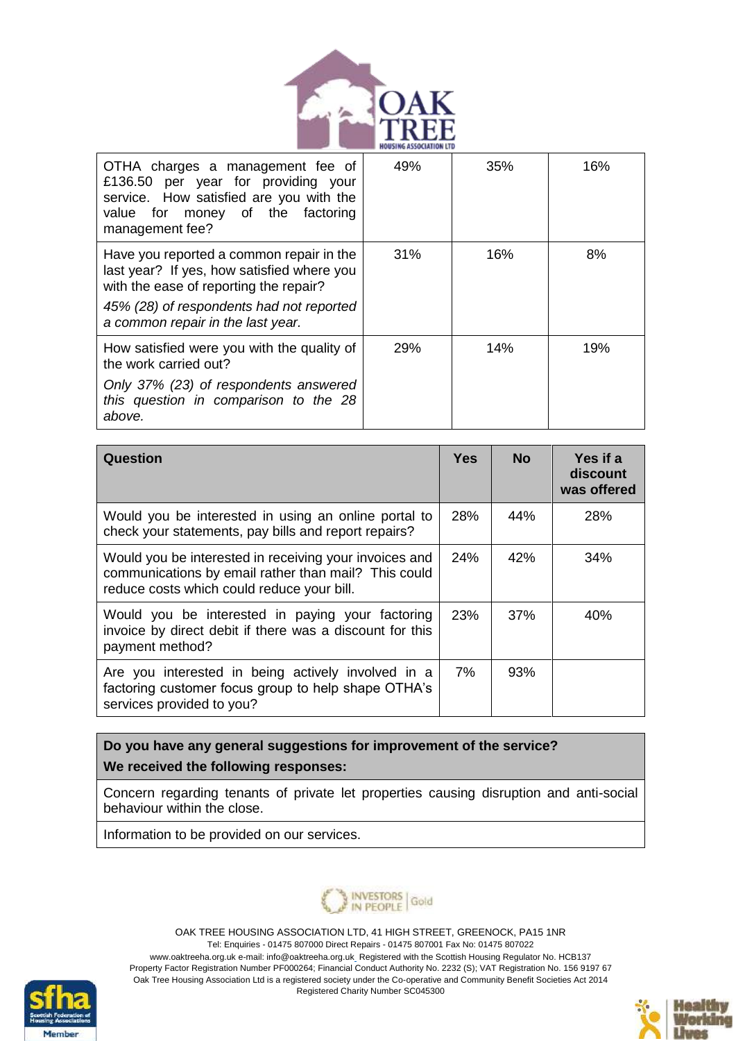| | | | |
|---|---|---|---|
| OTHA charges a management fee of £136.50 per year for providing your service. How satisfied are you with the value for money of the factoring management fee? | 49% | 35% | 16% |
| Have you reported a common repair in the last year? If yes, how satisfied where you with the ease of reporting the repair?<br>*45% (28) of respondents had not reported a common repair in the last year.* | 31% | 16% | 8% |
| How satisfied were you with the quality of the work carried out?<br>*Only 37% (23) of respondents answered this question in comparison to the 28 above.* | 29% | 14% | 19% |

| **Question** | **Yes** | **No** | **Yes if a discount was offered** |
|---|---|---|---|
| Would you be interested in using an online portal to check your statements, pay bills and report repairs? | 28% | 44% | 28% |
| Would you be interested in receiving your invoices and communications by email rather than mail? This could reduce costs which could reduce your bill. | 24% | 42% | 34% |
| Would you be interested in paying your factoring invoice by direct debit if there was a discount for this payment method? | 23% | 37% | 40% |
| Are you interested in being actively involved in a factoring customer focus group to help shape OTHA's services provided to you? | 7% | 93% | |

| **Do you have any general suggestions for improvement of the service?**<br>**We received the following responses:** |
|---|
| Concern regarding tenants of private let properties causing disruption and anti-social behaviour within the close. |
| Information to be provided on our services. |

OAK TREE HOUSING ASSOCIATION LTD, 41 HIGH STREET, GREENOCK, PA15 1NR
Tel: Enquiries - 01475 807000 Direct Repairs - 01475 807001 Fax No: 01475 807022
www.oaktreeha.org.uk e-mail: info@oaktreeha.org.uk Registered with the Scottish Housing Regulator No. HCB137
Property Factor Registration Number PF000264; Financial Conduct Authority No. 2232 (S); VAT Registration No. 156 9197 67
Oak Tree Housing Association Ltd is a registered society under the Co-operative and Community Benefit Societies Act 2014
Registered Charity Number SC045300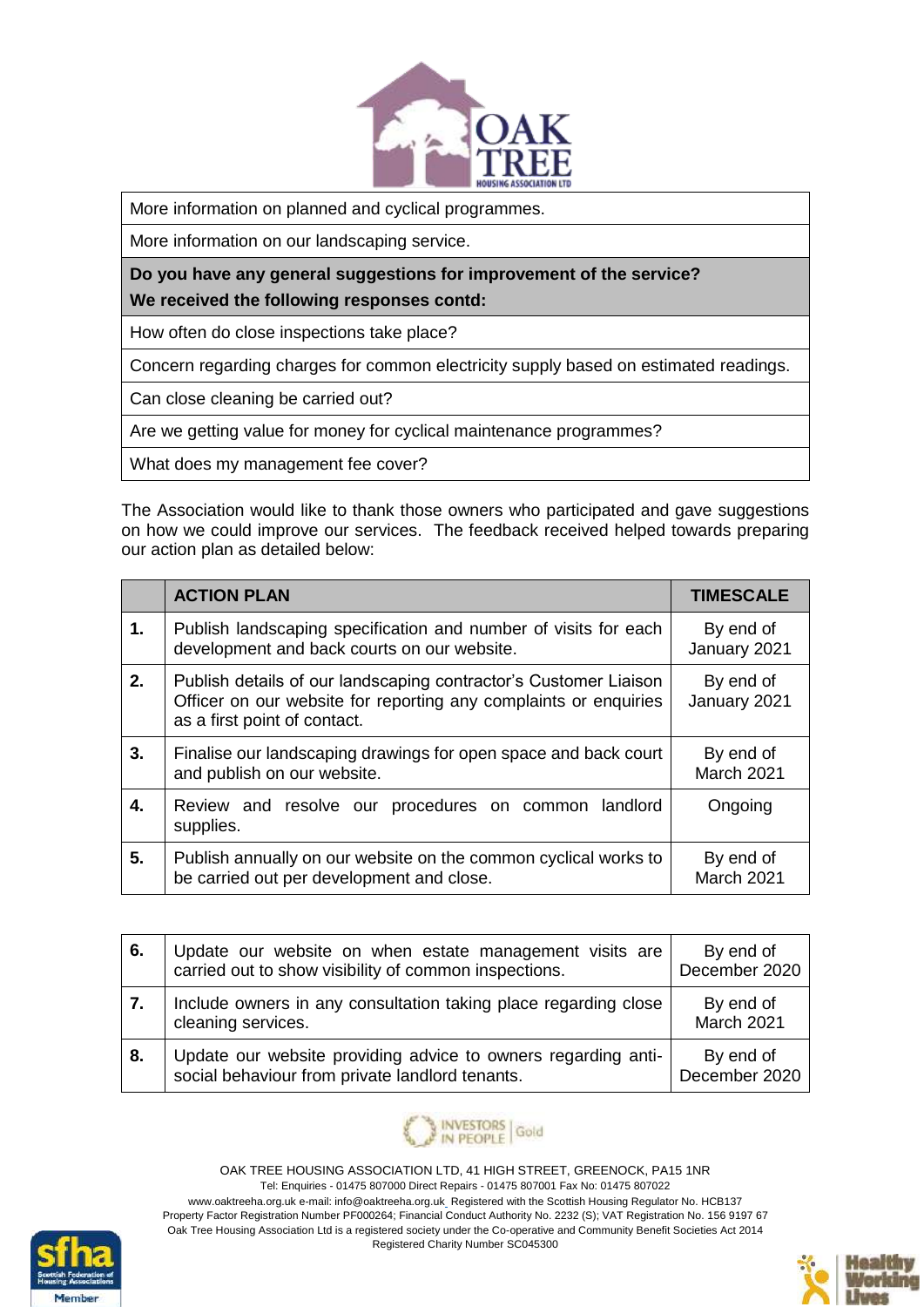| More information on planned and cyclical programmes. |
|---|
| More information on our landscaping service. |
| **Do you have any general suggestions for improvement of the service?** **We received the following responses contd:** |
| How often do close inspections take place? |
| Concern regarding charges for common electricity supply based on estimated readings. |
| Can close cleaning be carried out? |
| Are we getting value for money for cyclical maintenance programmes? |
| What does my management fee cover? |

The Association would like to thank those owners who participated and gave suggestions on how we could improve our services. The feedback received helped towards preparing our action plan as detailed below:

| | ACTION PLAN | TIMESCALE |
|---|---|---|
| 1. | Publish landscaping specification and number of visits for each development and back courts on our website. | By end of January 2021 |
| 2. | Publish details of our landscaping contractor's Customer Liaison Officer on our website for reporting any complaints or enquiries as a first point of contact. | By end of January 2021 |
| 3. | Finalise our landscaping drawings for open space and back court and publish on our website. | By end of March 2021 |
| 4. | Review and resolve our procedures on common landlord supplies. | Ongoing |
| 5. | Publish annually on our website on the common cyclical works to be carried out per development and close. | By end of March 2021 |
| 6. | Update our website on when estate management visits are carried out to show visibility of common inspections. | By end of December 2020 |
| 7. | Include owners in any consultation taking place regarding close cleaning services. | By end of March 2021 |
| 8. | Update our website providing advice to owners regarding anti-social behaviour from private landlord tenants. | By end of December 2020 |

OAK TREE HOUSING ASSOCIATION LTD, 41 HIGH STREET, GREENOCK, PA15 1NR
Tel: Enquiries - 01475 807000 Direct Repairs - 01475 807001 Fax No: 01475 807022
www.oaktreeha.org.uk e-mail: info@oaktreeha.org.uk Registered with the Scottish Housing Regulator No. HCB137
Property Factor Registration Number PF000264; Financial Conduct Authority No. 2232 (S); VAT Registration No. 156 9197 67
Oak Tree Housing Association Ltd is a registered society under the Co-operative and Community Benefit Societies Act 2014
Registered Charity Number SC045300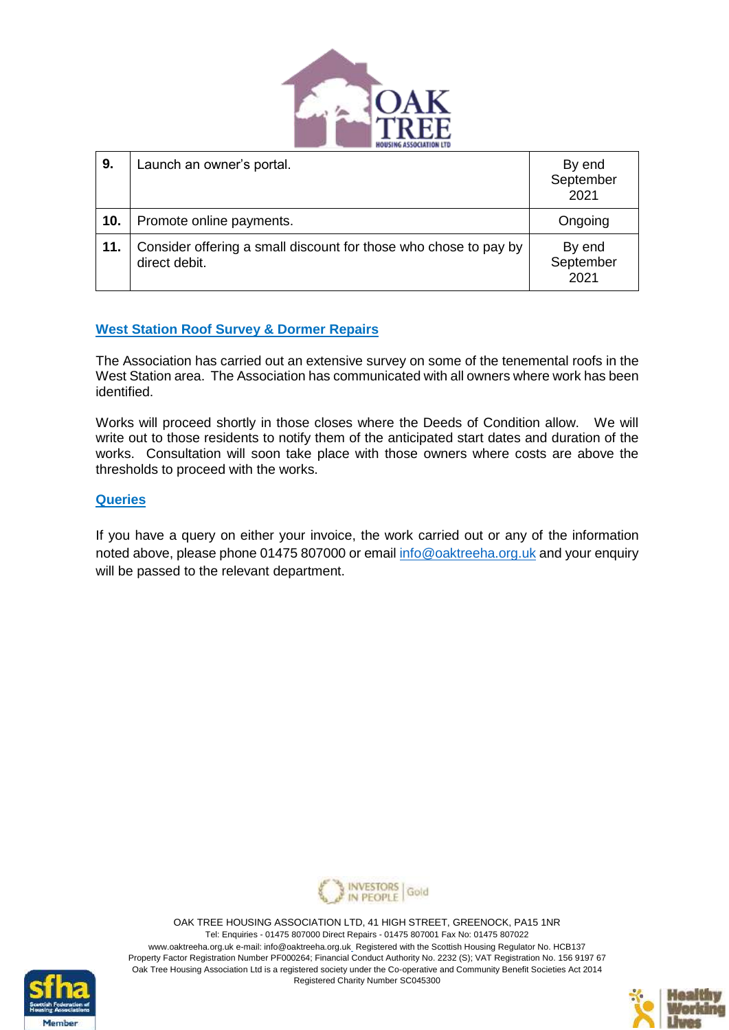| | | |
|---|---|---|
| **9.** | Launch an owner's portal. | By end September 2021 |
| **10.** | Promote online payments. | Ongoing |
| **11.** | Consider offering a small discount for those who chose to pay by direct debit. | By end September 2021 |

## West Station Roof Survey & Dormer Repairs

The Association has carried out an extensive survey on some of the tenemental roofs in the West Station area. The Association has communicated with all owners where work has been identified.

Works will proceed shortly in those closes where the Deeds of Condition allow. We will write out to those residents to notify them of the anticipated start dates and duration of the works. Consultation will soon take place with those owners where costs are above the thresholds to proceed with the works.

## Queries

If you have a query on either your invoice, the work carried out or any of the information noted above, please phone 01475 807000 or email info@oaktreeha.org.uk and your enquiry will be passed to the relevant department.

OAK TREE HOUSING ASSOCIATION LTD, 41 HIGH STREET, GREENOCK, PA15 1NR
Tel: Enquiries - 01475 807000 Direct Repairs - 01475 807001 Fax No: 01475 807022
www.oaktreeha.org.uk e-mail: info@oaktreeha.org.uk Registered with the Scottish Housing Regulator No. HCB137
Property Factor Registration Number PF000264; Financial Conduct Authority No. 2232 (S); VAT Registration No. 156 9197 67
Oak Tree Housing Association Ltd is a registered society under the Co-operative and Community Benefit Societies Act 2014
Registered Charity Number SC045300